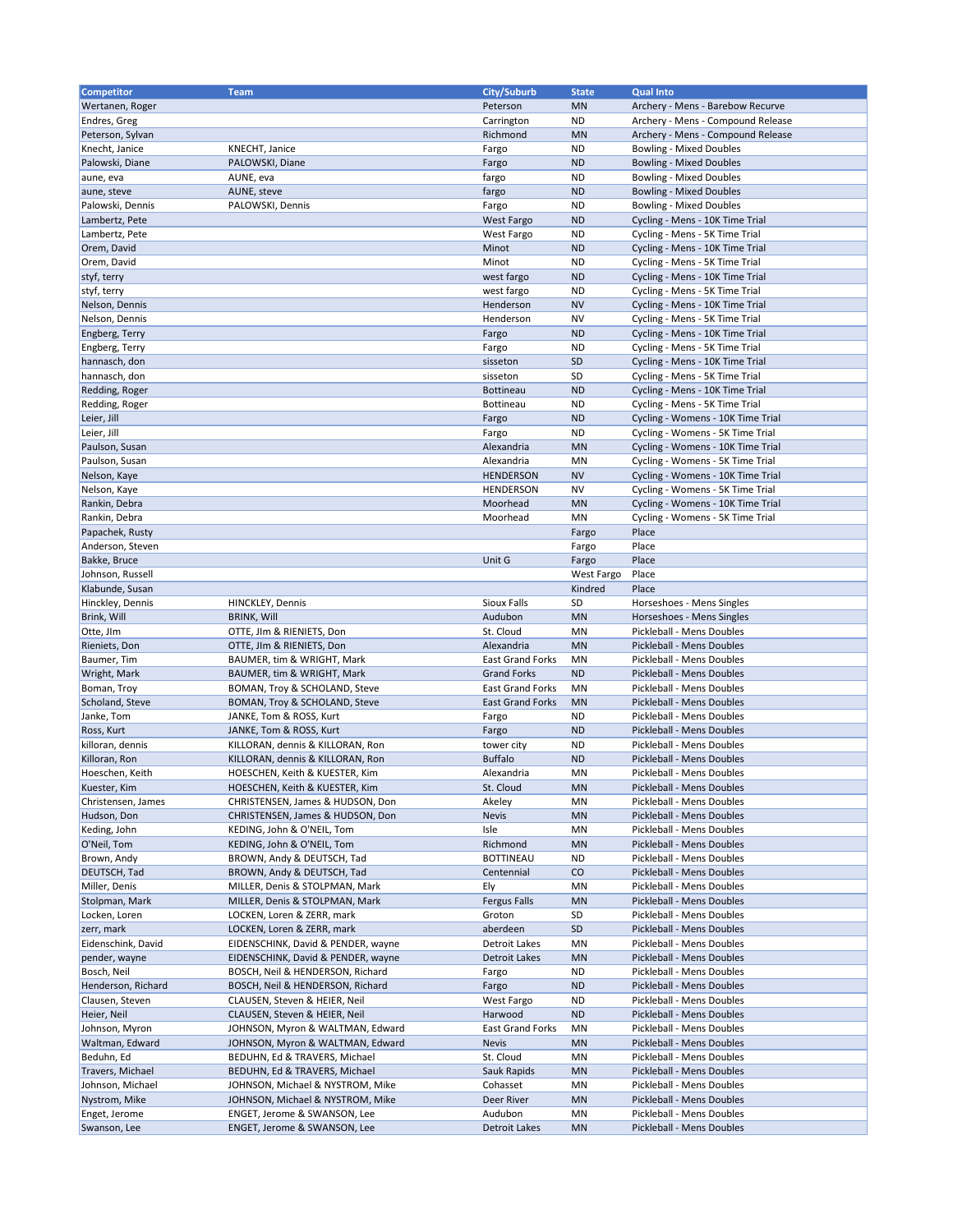| Competitor | Team | City/Suburb | State | Qual Into |
|---|---|---|---|---|
| Wertanen, Roger | | Peterson | MN | Archery - Mens - Barebow Recurve |
| Endres, Greg | | Carrington | ND | Archery - Mens - Compound Release |
| Peterson, Sylvan | | Richmond | MN | Archery - Mens - Compound Release |
| Knecht, Janice | KNECHT, Janice | Fargo | ND | Bowling - Mixed Doubles |
| Palowski, Diane | PALOWSKI, Diane | Fargo | ND | Bowling - Mixed Doubles |
| aune, eva | AUNE, eva | fargo | ND | Bowling - Mixed Doubles |
| aune, steve | AUNE, steve | fargo | ND | Bowling - Mixed Doubles |
| Palowski, Dennis | PALOWSKI, Dennis | Fargo | ND | Bowling - Mixed Doubles |
| Lambertz, Pete | | West Fargo | ND | Cycling - Mens - 10K Time Trial |
| Lambertz, Pete | | West Fargo | ND | Cycling - Mens - 5K Time Trial |
| Orem, David | | Minot | ND | Cycling - Mens - 10K Time Trial |
| Orem, David | | Minot | ND | Cycling - Mens - 5K Time Trial |
| styf, terry | | west fargo | ND | Cycling - Mens - 10K Time Trial |
| styf, terry | | west fargo | ND | Cycling - Mens - 5K Time Trial |
| Nelson, Dennis | | Henderson | NV | Cycling - Mens - 10K Time Trial |
| Nelson, Dennis | | Henderson | NV | Cycling - Mens - 5K Time Trial |
| Engberg, Terry | | Fargo | ND | Cycling - Mens - 10K Time Trial |
| Engberg, Terry | | Fargo | ND | Cycling - Mens - 5K Time Trial |
| hannasch, don | | sisseton | SD | Cycling - Mens - 10K Time Trial |
| hannasch, don | | sisseton | SD | Cycling - Mens - 5K Time Trial |
| Redding, Roger | | Bottineau | ND | Cycling - Mens - 10K Time Trial |
| Redding, Roger | | Bottineau | ND | Cycling - Mens - 5K Time Trial |
| Leier, Jill | | Fargo | ND | Cycling - Womens - 10K Time Trial |
| Leier, Jill | | Fargo | ND | Cycling - Womens - 5K Time Trial |
| Paulson, Susan | | Alexandria | MN | Cycling - Womens - 10K Time Trial |
| Paulson, Susan | | Alexandria | MN | Cycling - Womens - 5K Time Trial |
| Nelson, Kaye | | HENDERSON | NV | Cycling - Womens - 10K Time Trial |
| Nelson, Kaye | | HENDERSON | NV | Cycling - Womens - 5K Time Trial |
| Rankin, Debra | | Moorhead | MN | Cycling - Womens - 10K Time Trial |
| Rankin, Debra | | Moorhead | MN | Cycling - Womens - 5K Time Trial |
| Papachek, Rusty | | | Fargo | Place |
| Anderson, Steven | | | Fargo | Place |
| Bakke, Bruce | | Unit G | Fargo | Place |
| Johnson, Russell | | | West Fargo | Place |
| Klabunde, Susan | | | Kindred | Place |
| Hinckley, Dennis | HINCKLEY, Dennis | Sioux Falls | SD | Horseshoes - Mens Singles |
| Brink, Will | BRINK, Will | Audubon | MN | Horseshoes - Mens Singles |
| Otte, JIm | OTTE, JIm & RIENIETS, Don | St. Cloud | MN | Pickleball - Mens Doubles |
| Rieniets, Don | OTTE, JIm & RIENIETS, Don | Alexandria | MN | Pickleball - Mens Doubles |
| Baumer, Tim | BAUMER, tim & WRIGHT, Mark | East Grand Forks | MN | Pickleball - Mens Doubles |
| Wright, Mark | BAUMER, tim & WRIGHT, Mark | Grand Forks | ND | Pickleball - Mens Doubles |
| Boman, Troy | BOMAN, Troy & SCHOLAND, Steve | East Grand Forks | MN | Pickleball - Mens Doubles |
| Scholand, Steve | BOMAN, Troy & SCHOLAND, Steve | East Grand Forks | MN | Pickleball - Mens Doubles |
| Janke, Tom | JANKE, Tom & ROSS, Kurt | Fargo | ND | Pickleball - Mens Doubles |
| Ross, Kurt | JANKE, Tom & ROSS, Kurt | Fargo | ND | Pickleball - Mens Doubles |
| killoran, dennis | KILLORAN, dennis & KILLORAN, Ron | tower city | ND | Pickleball - Mens Doubles |
| Killoran, Ron | KILLORAN, dennis & KILLORAN, Ron | Buffalo | ND | Pickleball - Mens Doubles |
| Hoeschen, Keith | HOESCHEN, Keith & KUESTER, Kim | Alexandria | MN | Pickleball - Mens Doubles |
| Kuester, Kim | HOESCHEN, Keith & KUESTER, Kim | St. Cloud | MN | Pickleball - Mens Doubles |
| Christensen, James | CHRISTENSEN, James & HUDSON, Don | Akeley | MN | Pickleball - Mens Doubles |
| Hudson, Don | CHRISTENSEN, James & HUDSON, Don | Nevis | MN | Pickleball - Mens Doubles |
| Keding, John | KEDING, John & O'NEIL, Tom | Isle | MN | Pickleball - Mens Doubles |
| O'Neil, Tom | KEDING, John & O'NEIL, Tom | Richmond | MN | Pickleball - Mens Doubles |
| Brown, Andy | BROWN, Andy & DEUTSCH, Tad | BOTTINEAU | ND | Pickleball - Mens Doubles |
| DEUTSCH, Tad | BROWN, Andy & DEUTSCH, Tad | Centennial | CO | Pickleball - Mens Doubles |
| Miller, Denis | MILLER, Denis & STOLPMAN, Mark | Ely | MN | Pickleball - Mens Doubles |
| Stolpman, Mark | MILLER, Denis & STOLPMAN, Mark | Fergus Falls | MN | Pickleball - Mens Doubles |
| Locken, Loren | LOCKEN, Loren & ZERR, mark | Groton | SD | Pickleball - Mens Doubles |
| zerr, mark | LOCKEN, Loren & ZERR, mark | aberdeen | SD | Pickleball - Mens Doubles |
| Eidenschink, David | EIDENSCHINK, David & PENDER, wayne | Detroit Lakes | MN | Pickleball - Mens Doubles |
| pender, wayne | EIDENSCHINK, David & PENDER, wayne | Detroit Lakes | MN | Pickleball - Mens Doubles |
| Bosch, Neil | BOSCH, Neil & HENDERSON, Richard | Fargo | ND | Pickleball - Mens Doubles |
| Henderson, Richard | BOSCH, Neil & HENDERSON, Richard | Fargo | ND | Pickleball - Mens Doubles |
| Clausen, Steven | CLAUSEN, Steven & HEIER, Neil | West Fargo | ND | Pickleball - Mens Doubles |
| Heier, Neil | CLAUSEN, Steven & HEIER, Neil | Harwood | ND | Pickleball - Mens Doubles |
| Johnson, Myron | JOHNSON, Myron & WALTMAN, Edward | East Grand Forks | MN | Pickleball - Mens Doubles |
| Waltman, Edward | JOHNSON, Myron & WALTMAN, Edward | Nevis | MN | Pickleball - Mens Doubles |
| Beduhn, Ed | BEDUHN, Ed & TRAVERS, Michael | St. Cloud | MN | Pickleball - Mens Doubles |
| Travers, Michael | BEDUHN, Ed & TRAVERS, Michael | Sauk Rapids | MN | Pickleball - Mens Doubles |
| Johnson, Michael | JOHNSON, Michael & NYSTROM, Mike | Cohasset | MN | Pickleball - Mens Doubles |
| Nystrom, Mike | JOHNSON, Michael & NYSTROM, Mike | Deer River | MN | Pickleball - Mens Doubles |
| Enget, Jerome | ENGET, Jerome & SWANSON, Lee | Audubon | MN | Pickleball - Mens Doubles |
| Swanson, Lee | ENGET, Jerome & SWANSON, Lee | Detroit Lakes | MN | Pickleball - Mens Doubles |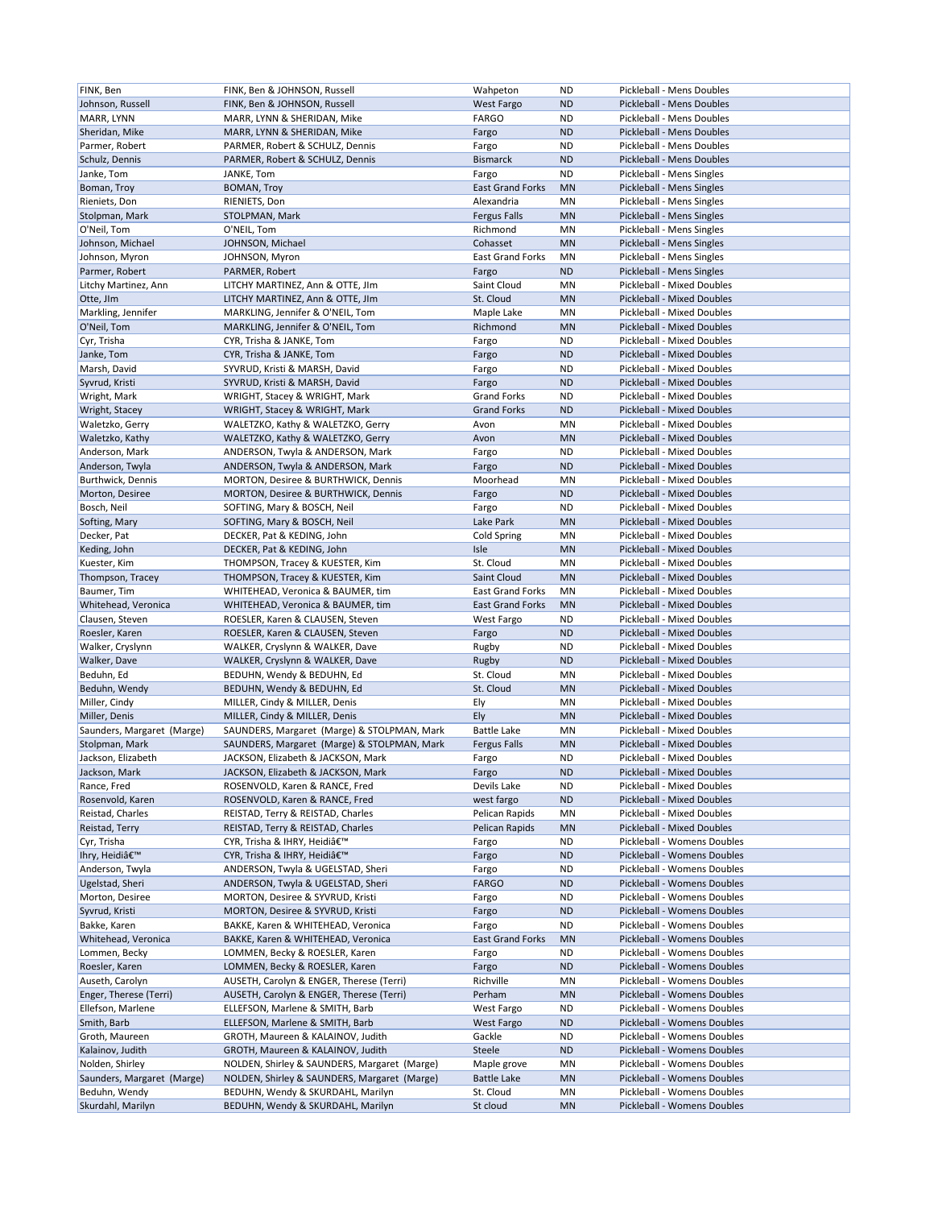| | | | | |
|---|---|---|---|---|
| FINK, Ben | FINK, Ben & JOHNSON, Russell | Wahpeton | ND | Pickleball - Mens Doubles |
| Johnson, Russell | FINK, Ben & JOHNSON, Russell | West Fargo | ND | Pickleball - Mens Doubles |
| MARR, LYNN | MARR, LYNN & SHERIDAN, Mike | FARGO | ND | Pickleball - Mens Doubles |
| Sheridan, Mike | MARR, LYNN & SHERIDAN, Mike | Fargo | ND | Pickleball - Mens Doubles |
| Parmer, Robert | PARMER, Robert & SCHULZ, Dennis | Fargo | ND | Pickleball - Mens Doubles |
| Schulz, Dennis | PARMER, Robert & SCHULZ, Dennis | Bismarck | ND | Pickleball - Mens Doubles |
| Janke, Tom | JANKE, Tom | Fargo | ND | Pickleball - Mens Singles |
| Boman, Troy | BOMAN, Troy | East Grand Forks | MN | Pickleball - Mens Singles |
| Rieniets, Don | RIENIETS, Don | Alexandria | MN | Pickleball - Mens Singles |
| Stolpman, Mark | STOLPMAN, Mark | Fergus Falls | MN | Pickleball - Mens Singles |
| O'Neil, Tom | O'NEIL, Tom | Richmond | MN | Pickleball - Mens Singles |
| Johnson, Michael | JOHNSON, Michael | Cohasset | MN | Pickleball - Mens Singles |
| Johnson, Myron | JOHNSON, Myron | East Grand Forks | MN | Pickleball - Mens Singles |
| Parmer, Robert | PARMER, Robert | Fargo | ND | Pickleball - Mens Singles |
| Litchy Martinez, Ann | LITCHY MARTINEZ, Ann & OTTE, JIm | Saint Cloud | MN | Pickleball - Mixed Doubles |
| Otte, JIm | LITCHY MARTINEZ, Ann & OTTE, JIm | St. Cloud | MN | Pickleball - Mixed Doubles |
| Markling, Jennifer | MARKLING, Jennifer & O'NEIL, Tom | Maple Lake | MN | Pickleball - Mixed Doubles |
| O'Neil, Tom | MARKLING, Jennifer & O'NEIL, Tom | Richmond | MN | Pickleball - Mixed Doubles |
| Cyr, Trisha | CYR, Trisha & JANKE, Tom | Fargo | ND | Pickleball - Mixed Doubles |
| Janke, Tom | CYR, Trisha & JANKE, Tom | Fargo | ND | Pickleball - Mixed Doubles |
| Marsh, David | SYVRUD, Kristi & MARSH, David | Fargo | ND | Pickleball - Mixed Doubles |
| Syvrud, Kristi | SYVRUD, Kristi & MARSH, David | Fargo | ND | Pickleball - Mixed Doubles |
| Wright, Mark | WRIGHT, Stacey & WRIGHT, Mark | Grand Forks | ND | Pickleball - Mixed Doubles |
| Wright, Stacey | WRIGHT, Stacey & WRIGHT, Mark | Grand Forks | ND | Pickleball - Mixed Doubles |
| Waletzko, Gerry | WALETZKO, Kathy & WALETZKO, Gerry | Avon | MN | Pickleball - Mixed Doubles |
| Waletzko, Kathy | WALETZKO, Kathy & WALETZKO, Gerry | Avon | MN | Pickleball - Mixed Doubles |
| Anderson, Mark | ANDERSON, Twyla & ANDERSON, Mark | Fargo | ND | Pickleball - Mixed Doubles |
| Anderson, Twyla | ANDERSON, Twyla & ANDERSON, Mark | Fargo | ND | Pickleball - Mixed Doubles |
| Burthwick, Dennis | MORTON, Desiree & BURTHWICK, Dennis | Moorhead | MN | Pickleball - Mixed Doubles |
| Morton, Desiree | MORTON, Desiree & BURTHWICK, Dennis | Fargo | ND | Pickleball - Mixed Doubles |
| Bosch, Neil | SOFTING, Mary & BOSCH, Neil | Fargo | ND | Pickleball - Mixed Doubles |
| Softing, Mary | SOFTING, Mary & BOSCH, Neil | Lake Park | MN | Pickleball - Mixed Doubles |
| Decker, Pat | DECKER, Pat & KEDING, John | Cold Spring | MN | Pickleball - Mixed Doubles |
| Keding, John | DECKER, Pat & KEDING, John | Isle | MN | Pickleball - Mixed Doubles |
| Kuester, Kim | THOMPSON, Tracey & KUESTER, Kim | St. Cloud | MN | Pickleball - Mixed Doubles |
| Thompson, Tracey | THOMPSON, Tracey & KUESTER, Kim | Saint Cloud | MN | Pickleball - Mixed Doubles |
| Baumer, Tim | WHITEHEAD, Veronica & BAUMER, tim | East Grand Forks | MN | Pickleball - Mixed Doubles |
| Whitehead, Veronica | WHITEHEAD, Veronica & BAUMER, tim | East Grand Forks | MN | Pickleball - Mixed Doubles |
| Clausen, Steven | ROESLER, Karen & CLAUSEN, Steven | West Fargo | ND | Pickleball - Mixed Doubles |
| Roesler, Karen | ROESLER, Karen & CLAUSEN, Steven | Fargo | ND | Pickleball - Mixed Doubles |
| Walker, Cryslynn | WALKER, Cryslynn & WALKER, Dave | Rugby | ND | Pickleball - Mixed Doubles |
| Walker, Dave | WALKER, Cryslynn & WALKER, Dave | Rugby | ND | Pickleball - Mixed Doubles |
| Beduhn, Ed | BEDUHN, Wendy & BEDUHN, Ed | St. Cloud | MN | Pickleball - Mixed Doubles |
| Beduhn, Wendy | BEDUHN, Wendy & BEDUHN, Ed | St. Cloud | MN | Pickleball - Mixed Doubles |
| Miller, Cindy | MILLER, Cindy & MILLER, Denis | Ely | MN | Pickleball - Mixed Doubles |
| Miller, Denis | MILLER, Cindy & MILLER, Denis | Ely | MN | Pickleball - Mixed Doubles |
| Saunders, Margaret (Marge) | SAUNDERS, Margaret (Marge) & STOLPMAN, Mark | Battle Lake | MN | Pickleball - Mixed Doubles |
| Stolpman, Mark | SAUNDERS, Margaret (Marge) & STOLPMAN, Mark | Fergus Falls | MN | Pickleball - Mixed Doubles |
| Jackson, Elizabeth | JACKSON, Elizabeth & JACKSON, Mark | Fargo | ND | Pickleball - Mixed Doubles |
| Jackson, Mark | JACKSON, Elizabeth & JACKSON, Mark | Fargo | ND | Pickleball - Mixed Doubles |
| Rance, Fred | ROSENVOLD, Karen & RANCE, Fred | Devils Lake | ND | Pickleball - Mixed Doubles |
| Rosenvold, Karen | ROSENVOLD, Karen & RANCE, Fred | west fargo | ND | Pickleball - Mixed Doubles |
| Reistad, Charles | REISTAD, Terry & REISTAD, Charles | Pelican Rapids | MN | Pickleball - Mixed Doubles |
| Reistad, Terry | REISTAD, Terry & REISTAD, Charles | Pelican Rapids | MN | Pickleball - Mixed Doubles |
| Cyr, Trisha | CYR, Trisha & IHRY, Heidiâ€™ | Fargo | ND | Pickleball - Womens Doubles |
| Ihry, Heidiâ€™ | CYR, Trisha & IHRY, Heidiâ€™ | Fargo | ND | Pickleball - Womens Doubles |
| Anderson, Twyla | ANDERSON, Twyla & UGELSTAD, Sheri | Fargo | ND | Pickleball - Womens Doubles |
| Ugelstad, Sheri | ANDERSON, Twyla & UGELSTAD, Sheri | FARGO | ND | Pickleball - Womens Doubles |
| Morton, Desiree | MORTON, Desiree & SYVRUD, Kristi | Fargo | ND | Pickleball - Womens Doubles |
| Syvrud, Kristi | MORTON, Desiree & SYVRUD, Kristi | Fargo | ND | Pickleball - Womens Doubles |
| Bakke, Karen | BAKKE, Karen & WHITEHEAD, Veronica | Fargo | ND | Pickleball - Womens Doubles |
| Whitehead, Veronica | BAKKE, Karen & WHITEHEAD, Veronica | East Grand Forks | MN | Pickleball - Womens Doubles |
| Lommen, Becky | LOMMEN, Becky & ROESLER, Karen | Fargo | ND | Pickleball - Womens Doubles |
| Roesler, Karen | LOMMEN, Becky & ROESLER, Karen | Fargo | ND | Pickleball - Womens Doubles |
| Auseth, Carolyn | AUSETH, Carolyn & ENGER, Therese (Terri) | Richville | MN | Pickleball - Womens Doubles |
| Enger, Therese (Terri) | AUSETH, Carolyn & ENGER, Therese (Terri) | Perham | MN | Pickleball - Womens Doubles |
| Ellefson, Marlene | ELLEFSON, Marlene & SMITH, Barb | West Fargo | ND | Pickleball - Womens Doubles |
| Smith, Barb | ELLEFSON, Marlene & SMITH, Barb | West Fargo | ND | Pickleball - Womens Doubles |
| Groth, Maureen | GROTH, Maureen & KALAINOV, Judith | Gackle | ND | Pickleball - Womens Doubles |
| Kalainov, Judith | GROTH, Maureen & KALAINOV, Judith | Steele | ND | Pickleball - Womens Doubles |
| Nolden, Shirley | NOLDEN, Shirley & SAUNDERS, Margaret (Marge) | Maple grove | MN | Pickleball - Womens Doubles |
| Saunders, Margaret (Marge) | NOLDEN, Shirley & SAUNDERS, Margaret (Marge) | Battle Lake | MN | Pickleball - Womens Doubles |
| Beduhn, Wendy | BEDUHN, Wendy & SKURDAHL, Marilyn | St. Cloud | MN | Pickleball - Womens Doubles |
| Skurdahl, Marilyn | BEDUHN, Wendy & SKURDAHL, Marilyn | St cloud | MN | Pickleball - Womens Doubles |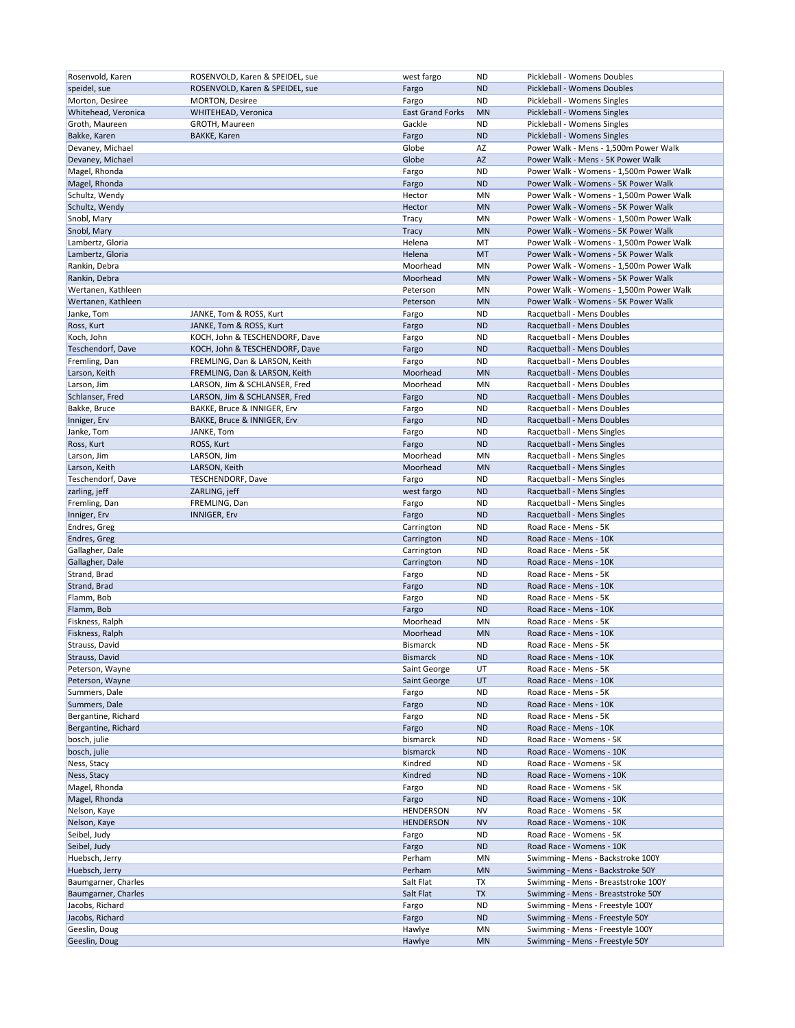| | | | | |
|---|---|---|---|---|
| Rosenvold, Karen | ROSENVOLD, Karen & SPEIDEL, sue | west fargo | ND | Pickleball - Womens Doubles |
| speidel, sue | ROSENVOLD, Karen & SPEIDEL, sue | Fargo | ND | Pickleball - Womens Doubles |
| Morton, Desiree | MORTON, Desiree | Fargo | ND | Pickleball - Womens Singles |
| Whitehead, Veronica | WHITEHEAD, Veronica | East Grand Forks | MN | Pickleball - Womens Singles |
| Groth, Maureen | GROTH, Maureen | Gackle | ND | Pickleball - Womens Singles |
| Bakke, Karen | BAKKE, Karen | Fargo | ND | Pickleball - Womens Singles |
| Devaney, Michael | | Globe | AZ | Power Walk - Mens - 1,500m Power Walk |
| Devaney, Michael | | Globe | AZ | Power Walk - Mens - 5K Power Walk |
| Magel, Rhonda | | Fargo | ND | Power Walk - Womens - 1,500m Power Walk |
| Magel, Rhonda | | Fargo | ND | Power Walk - Womens - 5K Power Walk |
| Schultz, Wendy | | Hector | MN | Power Walk - Womens - 1,500m Power Walk |
| Schultz, Wendy | | Hector | MN | Power Walk - Womens - 5K Power Walk |
| Snobl, Mary | | Tracy | MN | Power Walk - Womens - 1,500m Power Walk |
| Snobl, Mary | | Tracy | MN | Power Walk - Womens - 5K Power Walk |
| Lambertz, Gloria | | Helena | MT | Power Walk - Womens - 1,500m Power Walk |
| Lambertz, Gloria | | Helena | MT | Power Walk - Womens - 5K Power Walk |
| Rankin, Debra | | Moorhead | MN | Power Walk - Womens - 1,500m Power Walk |
| Rankin, Debra | | Moorhead | MN | Power Walk - Womens - 5K Power Walk |
| Wertanen, Kathleen | | Peterson | MN | Power Walk - Womens - 1,500m Power Walk |
| Wertanen, Kathleen | | Peterson | MN | Power Walk - Womens - 5K Power Walk |
| Janke, Tom | JANKE, Tom & ROSS, Kurt | Fargo | ND | Racquetball - Mens Doubles |
| Ross, Kurt | JANKE, Tom & ROSS, Kurt | Fargo | ND | Racquetball - Mens Doubles |
| Koch, John | KOCH, John & TESCHENDORF, Dave | Fargo | ND | Racquetball - Mens Doubles |
| Teschendorf, Dave | KOCH, John & TESCHENDORF, Dave | Fargo | ND | Racquetball - Mens Doubles |
| Fremling, Dan | FREMLING, Dan & LARSON, Keith | Fargo | ND | Racquetball - Mens Doubles |
| Larson, Keith | FREMLING, Dan & LARSON, Keith | Moorhead | MN | Racquetball - Mens Doubles |
| Larson, Jim | LARSON, Jim & SCHLANSER, Fred | Moorhead | MN | Racquetball - Mens Doubles |
| Schlanser, Fred | LARSON, Jim & SCHLANSER, Fred | Fargo | ND | Racquetball - Mens Doubles |
| Bakke, Bruce | BAKKE, Bruce & INNIGER, Erv | Fargo | ND | Racquetball - Mens Doubles |
| Inniger, Erv | BAKKE, Bruce & INNIGER, Erv | Fargo | ND | Racquetball - Mens Doubles |
| Janke, Tom | JANKE, Tom | Fargo | ND | Racquetball - Mens Singles |
| Ross, Kurt | ROSS, Kurt | Fargo | ND | Racquetball - Mens Singles |
| Larson, Jim | LARSON, Jim | Moorhead | MN | Racquetball - Mens Singles |
| Larson, Keith | LARSON, Keith | Moorhead | MN | Racquetball - Mens Singles |
| Teschendorf, Dave | TESCHENDORF, Dave | Fargo | ND | Racquetball - Mens Singles |
| zarling, jeff | ZARLING, jeff | west fargo | ND | Racquetball - Mens Singles |
| Fremling, Dan | FREMLING, Dan | Fargo | ND | Racquetball - Mens Singles |
| Inniger, Erv | INNIGER, Erv | Fargo | ND | Racquetball - Mens Singles |
| Endres, Greg | | Carrington | ND | Road Race - Mens - 5K |
| Endres, Greg | | Carrington | ND | Road Race - Mens - 10K |
| Gallagher, Dale | | Carrington | ND | Road Race - Mens - 5K |
| Gallagher, Dale | | Carrington | ND | Road Race - Mens - 10K |
| Strand, Brad | | Fargo | ND | Road Race - Mens - 5K |
| Strand, Brad | | Fargo | ND | Road Race - Mens - 10K |
| Flamm, Bob | | Fargo | ND | Road Race - Mens - 5K |
| Flamm, Bob | | Fargo | ND | Road Race - Mens - 10K |
| Fiskness, Ralph | | Moorhead | MN | Road Race - Mens - 5K |
| Fiskness, Ralph | | Moorhead | MN | Road Race - Mens - 10K |
| Strauss, David | | Bismarck | ND | Road Race - Mens - 5K |
| Strauss, David | | Bismarck | ND | Road Race - Mens - 10K |
| Peterson, Wayne | | Saint George | UT | Road Race - Mens - 5K |
| Peterson, Wayne | | Saint George | UT | Road Race - Mens - 10K |
| Summers, Dale | | Fargo | ND | Road Race - Mens - 5K |
| Summers, Dale | | Fargo | ND | Road Race - Mens - 10K |
| Bergantine, Richard | | Fargo | ND | Road Race - Mens - 5K |
| Bergantine, Richard | | Fargo | ND | Road Race - Mens - 10K |
| bosch, julie | | bismarck | ND | Road Race - Womens - 5K |
| bosch, julie | | bismarck | ND | Road Race - Womens - 10K |
| Ness, Stacy | | Kindred | ND | Road Race - Womens - 5K |
| Ness, Stacy | | Kindred | ND | Road Race - Womens - 10K |
| Magel, Rhonda | | Fargo | ND | Road Race - Womens - 5K |
| Magel, Rhonda | | Fargo | ND | Road Race - Womens - 10K |
| Nelson, Kaye | | HENDERSON | NV | Road Race - Womens - 5K |
| Nelson, Kaye | | HENDERSON | NV | Road Race - Womens - 10K |
| Seibel, Judy | | Fargo | ND | Road Race - Womens - 5K |
| Seibel, Judy | | Fargo | ND | Road Race - Womens - 10K |
| Huebsch, Jerry | | Perham | MN | Swimming - Mens - Backstroke 100Y |
| Huebsch, Jerry | | Perham | MN | Swimming - Mens - Backstroke 50Y |
| Baumgarner, Charles | | Salt Flat | TX | Swimming - Mens - Breaststroke 100Y |
| Baumgarner, Charles | | Salt Flat | TX | Swimming - Mens - Breaststroke 50Y |
| Jacobs, Richard | | Fargo | ND | Swimming - Mens - Freestyle 100Y |
| Jacobs, Richard | | Fargo | ND | Swimming - Mens - Freestyle 50Y |
| Geeslin, Doug | | Hawlye | MN | Swimming - Mens - Freestyle 100Y |
| Geeslin, Doug | | Hawlye | MN | Swimming - Mens - Freestyle 50Y |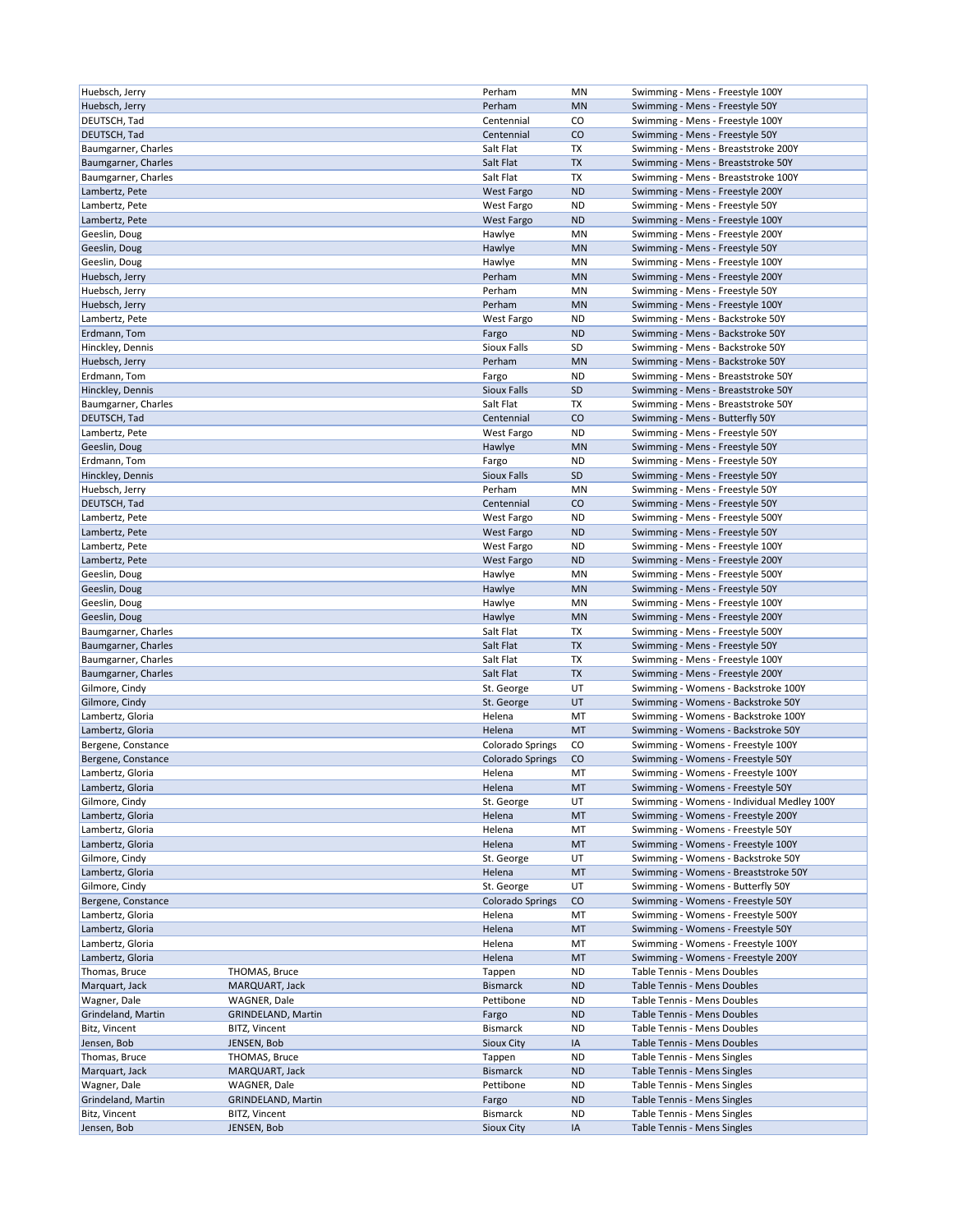| | | | | |
|---|---|---|---|---|
| Huebsch, Jerry | | Perham | MN | Swimming - Mens - Freestyle 100Y |
| Huebsch, Jerry | | Perham | MN | Swimming - Mens - Freestyle 50Y |
| DEUTSCH, Tad | | Centennial | CO | Swimming - Mens - Freestyle 100Y |
| DEUTSCH, Tad | | Centennial | CO | Swimming - Mens - Freestyle 50Y |
| Baumgarner, Charles | | Salt Flat | TX | Swimming - Mens - Breaststroke 200Y |
| Baumgarner, Charles | | Salt Flat | TX | Swimming - Mens - Breaststroke 50Y |
| Baumgarner, Charles | | Salt Flat | TX | Swimming - Mens - Breaststroke 100Y |
| Lambertz, Pete | | West Fargo | ND | Swimming - Mens - Freestyle 200Y |
| Lambertz, Pete | | West Fargo | ND | Swimming - Mens - Freestyle 50Y |
| Lambertz, Pete | | West Fargo | ND | Swimming - Mens - Freestyle 100Y |
| Geeslin, Doug | | Hawlye | MN | Swimming - Mens - Freestyle 200Y |
| Geeslin, Doug | | Hawlye | MN | Swimming - Mens - Freestyle 50Y |
| Geeslin, Doug | | Hawlye | MN | Swimming - Mens - Freestyle 100Y |
| Huebsch, Jerry | | Perham | MN | Swimming - Mens - Freestyle 200Y |
| Huebsch, Jerry | | Perham | MN | Swimming - Mens - Freestyle 50Y |
| Huebsch, Jerry | | Perham | MN | Swimming - Mens - Freestyle 100Y |
| Lambertz, Pete | | West Fargo | ND | Swimming - Mens - Backstroke 50Y |
| Erdmann, Tom | | Fargo | ND | Swimming - Mens - Backstroke 50Y |
| Hinckley, Dennis | | Sioux Falls | SD | Swimming - Mens - Backstroke 50Y |
| Huebsch, Jerry | | Perham | MN | Swimming - Mens - Backstroke 50Y |
| Erdmann, Tom | | Fargo | ND | Swimming - Mens - Breaststroke 50Y |
| Hinckley, Dennis | | Sioux Falls | SD | Swimming - Mens - Breaststroke 50Y |
| Baumgarner, Charles | | Salt Flat | TX | Swimming - Mens - Breaststroke 50Y |
| DEUTSCH, Tad | | Centennial | CO | Swimming - Mens - Butterfly 50Y |
| Lambertz, Pete | | West Fargo | ND | Swimming - Mens - Freestyle 50Y |
| Geeslin, Doug | | Hawlye | MN | Swimming - Mens - Freestyle 50Y |
| Erdmann, Tom | | Fargo | ND | Swimming - Mens - Freestyle 50Y |
| Hinckley, Dennis | | Sioux Falls | SD | Swimming - Mens - Freestyle 50Y |
| Huebsch, Jerry | | Perham | MN | Swimming - Mens - Freestyle 50Y |
| DEUTSCH, Tad | | Centennial | CO | Swimming - Mens - Freestyle 50Y |
| Lambertz, Pete | | West Fargo | ND | Swimming - Mens - Freestyle 500Y |
| Lambertz, Pete | | West Fargo | ND | Swimming - Mens - Freestyle 50Y |
| Lambertz, Pete | | West Fargo | ND | Swimming - Mens - Freestyle 100Y |
| Lambertz, Pete | | West Fargo | ND | Swimming - Mens - Freestyle 200Y |
| Geeslin, Doug | | Hawlye | MN | Swimming - Mens - Freestyle 500Y |
| Geeslin, Doug | | Hawlye | MN | Swimming - Mens - Freestyle 50Y |
| Geeslin, Doug | | Hawlye | MN | Swimming - Mens - Freestyle 100Y |
| Geeslin, Doug | | Hawlye | MN | Swimming - Mens - Freestyle 200Y |
| Baumgarner, Charles | | Salt Flat | TX | Swimming - Mens - Freestyle 500Y |
| Baumgarner, Charles | | Salt Flat | TX | Swimming - Mens - Freestyle 50Y |
| Baumgarner, Charles | | Salt Flat | TX | Swimming - Mens - Freestyle 100Y |
| Baumgarner, Charles | | Salt Flat | TX | Swimming - Mens - Freestyle 200Y |
| Gilmore, Cindy | | St. George | UT | Swimming - Womens - Backstroke 100Y |
| Gilmore, Cindy | | St. George | UT | Swimming - Womens - Backstroke 50Y |
| Lambertz, Gloria | | Helena | MT | Swimming - Womens - Backstroke 100Y |
| Lambertz, Gloria | | Helena | MT | Swimming - Womens - Backstroke 50Y |
| Bergene, Constance | | Colorado Springs | CO | Swimming - Womens - Freestyle 100Y |
| Bergene, Constance | | Colorado Springs | CO | Swimming - Womens - Freestyle 50Y |
| Lambertz, Gloria | | Helena | MT | Swimming - Womens - Freestyle 100Y |
| Lambertz, Gloria | | Helena | MT | Swimming - Womens - Freestyle 50Y |
| Gilmore, Cindy | | St. George | UT | Swimming - Womens - Individual Medley 100Y |
| Lambertz, Gloria | | Helena | MT | Swimming - Womens - Freestyle 200Y |
| Lambertz, Gloria | | Helena | MT | Swimming - Womens - Freestyle 50Y |
| Lambertz, Gloria | | Helena | MT | Swimming - Womens - Freestyle 100Y |
| Gilmore, Cindy | | St. George | UT | Swimming - Womens - Backstroke 50Y |
| Lambertz, Gloria | | Helena | MT | Swimming - Womens - Breaststroke 50Y |
| Gilmore, Cindy | | St. George | UT | Swimming - Womens - Butterfly 50Y |
| Bergene, Constance | | Colorado Springs | CO | Swimming - Womens - Freestyle 50Y |
| Lambertz, Gloria | | Helena | MT | Swimming - Womens - Freestyle 500Y |
| Lambertz, Gloria | | Helena | MT | Swimming - Womens - Freestyle 50Y |
| Lambertz, Gloria | | Helena | MT | Swimming - Womens - Freestyle 100Y |
| Lambertz, Gloria | | Helena | MT | Swimming - Womens - Freestyle 200Y |
| Thomas, Bruce | THOMAS, Bruce | Tappen | ND | Table Tennis - Mens Doubles |
| Marquart, Jack | MARQUART, Jack | Bismarck | ND | Table Tennis - Mens Doubles |
| Wagner, Dale | WAGNER, Dale | Pettibone | ND | Table Tennis - Mens Doubles |
| Grindeland, Martin | GRINDELAND, Martin | Fargo | ND | Table Tennis - Mens Doubles |
| Bitz, Vincent | BITZ, Vincent | Bismarck | ND | Table Tennis - Mens Doubles |
| Jensen, Bob | JENSEN, Bob | Sioux City | IA | Table Tennis - Mens Doubles |
| Thomas, Bruce | THOMAS, Bruce | Tappen | ND | Table Tennis - Mens Singles |
| Marquart, Jack | MARQUART, Jack | Bismarck | ND | Table Tennis - Mens Singles |
| Wagner, Dale | WAGNER, Dale | Pettibone | ND | Table Tennis - Mens Singles |
| Grindeland, Martin | GRINDELAND, Martin | Fargo | ND | Table Tennis - Mens Singles |
| Bitz, Vincent | BITZ, Vincent | Bismarck | ND | Table Tennis - Mens Singles |
| Jensen, Bob | JENSEN, Bob | Sioux City | IA | Table Tennis - Mens Singles |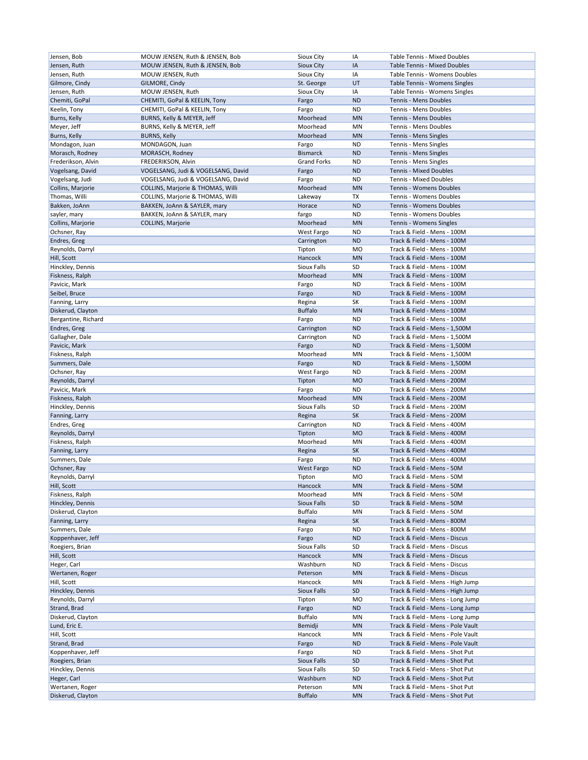| | | | | |
|---|---|---|---|---|
| Jensen, Bob | MOUW JENSEN, Ruth & JENSEN, Bob | Sioux City | IA | Table Tennis - Mixed Doubles |
| Jensen, Ruth | MOUW JENSEN, Ruth & JENSEN, Bob | Sioux City | IA | Table Tennis - Mixed Doubles |
| Jensen, Ruth | MOUW JENSEN, Ruth | Sioux City | IA | Table Tennis - Womens Doubles |
| Gilmore, Cindy | GILMORE, Cindy | St. George | UT | Table Tennis - Womens Singles |
| Jensen, Ruth | MOUW JENSEN, Ruth | Sioux City | IA | Table Tennis - Womens Singles |
| Chemiti, GoPal | CHEMITI, GoPal & KEELIN, Tony | Fargo | ND | Tennis - Mens Doubles |
| Keelin, Tony | CHEMITI, GoPal & KEELIN, Tony | Fargo | ND | Tennis - Mens Doubles |
| Burns, Kelly | BURNS, Kelly & MEYER, Jeff | Moorhead | MN | Tennis - Mens Doubles |
| Meyer, Jeff | BURNS, Kelly & MEYER, Jeff | Moorhead | MN | Tennis - Mens Doubles |
| Burns, Kelly | BURNS, Kelly | Moorhead | MN | Tennis - Mens Singles |
| Mondagon, Juan | MONDAGON, Juan | Fargo | ND | Tennis - Mens Singles |
| Morasch, Rodney | MORASCH, Rodney | Bismarck | ND | Tennis - Mens Singles |
| Frederikson, Alvin | FREDERIKSON, Alvin | Grand Forks | ND | Tennis - Mens Singles |
| Vogelsang, David | VOGELSANG, Judi & VOGELSANG, David | Fargo | ND | Tennis - Mixed Doubles |
| Vogelsang, Judi | VOGELSANG, Judi & VOGELSANG, David | Fargo | ND | Tennis - Mixed Doubles |
| Collins, Marjorie | COLLINS, Marjorie & THOMAS, Willi | Moorhead | MN | Tennis - Womens Doubles |
| Thomas, Willi | COLLINS, Marjorie & THOMAS, Willi | Lakeway | TX | Tennis - Womens Doubles |
| Bakken, JoAnn | BAKKEN, JoAnn & SAYLER, mary | Horace | ND | Tennis - Womens Doubles |
| sayler, mary | BAKKEN, JoAnn & SAYLER, mary | fargo | ND | Tennis - Womens Doubles |
| Collins, Marjorie | COLLINS, Marjorie | Moorhead | MN | Tennis - Womens Singles |
| Ochsner, Ray | | West Fargo | ND | Track & Field - Mens - 100M |
| Endres, Greg | | Carrington | ND | Track & Field - Mens - 100M |
| Reynolds, Darryl | | Tipton | MO | Track & Field - Mens - 100M |
| Hill, Scott | | Hancock | MN | Track & Field - Mens - 100M |
| Hinckley, Dennis | | Sioux Falls | SD | Track & Field - Mens - 100M |
| Fiskness, Ralph | | Moorhead | MN | Track & Field - Mens - 100M |
| Pavicic, Mark | | Fargo | ND | Track & Field - Mens - 100M |
| Seibel, Bruce | | Fargo | ND | Track & Field - Mens - 100M |
| Fanning, Larry | | Regina | SK | Track & Field - Mens - 100M |
| Diskerud, Clayton | | Buffalo | MN | Track & Field - Mens - 100M |
| Bergantine, Richard | | Fargo | ND | Track & Field - Mens - 100M |
| Endres, Greg | | Carrington | ND | Track & Field - Mens - 1,500M |
| Gallagher, Dale | | Carrington | ND | Track & Field - Mens - 1,500M |
| Pavicic, Mark | | Fargo | ND | Track & Field - Mens - 1,500M |
| Fiskness, Ralph | | Moorhead | MN | Track & Field - Mens - 1,500M |
| Summers, Dale | | Fargo | ND | Track & Field - Mens - 1,500M |
| Ochsner, Ray | | West Fargo | ND | Track & Field - Mens - 200M |
| Reynolds, Darryl | | Tipton | MO | Track & Field - Mens - 200M |
| Pavicic, Mark | | Fargo | ND | Track & Field - Mens - 200M |
| Fiskness, Ralph | | Moorhead | MN | Track & Field - Mens - 200M |
| Hinckley, Dennis | | Sioux Falls | SD | Track & Field - Mens - 200M |
| Fanning, Larry | | Regina | SK | Track & Field - Mens - 200M |
| Endres, Greg | | Carrington | ND | Track & Field - Mens - 400M |
| Reynolds, Darryl | | Tipton | MO | Track & Field - Mens - 400M |
| Fiskness, Ralph | | Moorhead | MN | Track & Field - Mens - 400M |
| Fanning, Larry | | Regina | SK | Track & Field - Mens - 400M |
| Summers, Dale | | Fargo | ND | Track & Field - Mens - 400M |
| Ochsner, Ray | | West Fargo | ND | Track & Field - Mens - 50M |
| Reynolds, Darryl | | Tipton | MO | Track & Field - Mens - 50M |
| Hill, Scott | | Hancock | MN | Track & Field - Mens - 50M |
| Fiskness, Ralph | | Moorhead | MN | Track & Field - Mens - 50M |
| Hinckley, Dennis | | Sioux Falls | SD | Track & Field - Mens - 50M |
| Diskerud, Clayton | | Buffalo | MN | Track & Field - Mens - 50M |
| Fanning, Larry | | Regina | SK | Track & Field - Mens - 800M |
| Summers, Dale | | Fargo | ND | Track & Field - Mens - 800M |
| Koppenhaver, Jeff | | Fargo | ND | Track & Field - Mens - Discus |
| Roegiers, Brian | | Sioux Falls | SD | Track & Field - Mens - Discus |
| Hill, Scott | | Hancock | MN | Track & Field - Mens - Discus |
| Heger, Carl | | Washburn | ND | Track & Field - Mens - Discus |
| Wertanen, Roger | | Peterson | MN | Track & Field - Mens - Discus |
| Hill, Scott | | Hancock | MN | Track & Field - Mens - High Jump |
| Hinckley, Dennis | | Sioux Falls | SD | Track & Field - Mens - High Jump |
| Reynolds, Darryl | | Tipton | MO | Track & Field - Mens - Long Jump |
| Strand, Brad | | Fargo | ND | Track & Field - Mens - Long Jump |
| Diskerud, Clayton | | Buffalo | MN | Track & Field - Mens - Long Jump |
| Lund, Eric E. | | Bemidji | MN | Track & Field - Mens - Pole Vault |
| Hill, Scott | | Hancock | MN | Track & Field - Mens - Pole Vault |
| Strand, Brad | | Fargo | ND | Track & Field - Mens - Pole Vault |
| Koppenhaver, Jeff | | Fargo | ND | Track & Field - Mens - Shot Put |
| Roegiers, Brian | | Sioux Falls | SD | Track & Field - Mens - Shot Put |
| Hinckley, Dennis | | Sioux Falls | SD | Track & Field - Mens - Shot Put |
| Heger, Carl | | Washburn | ND | Track & Field - Mens - Shot Put |
| Wertanen, Roger | | Peterson | MN | Track & Field - Mens - Shot Put |
| Diskerud, Clayton | | Buffalo | MN | Track & Field - Mens - Shot Put |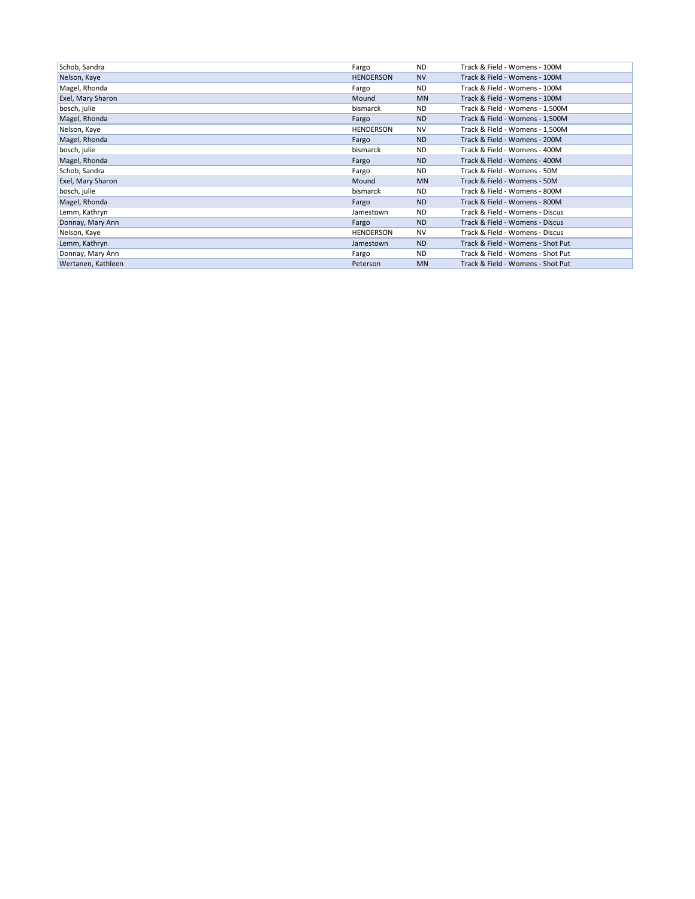| | | | |
|---|---|---|---|
| Schob, Sandra | Fargo | ND | Track & Field - Womens - 100M |
| Nelson, Kaye | HENDERSON | NV | Track & Field - Womens - 100M |
| Magel, Rhonda | Fargo | ND | Track & Field - Womens - 100M |
| Exel, Mary Sharon | Mound | MN | Track & Field - Womens - 100M |
| bosch, julie | bismarck | ND | Track & Field - Womens - 1,500M |
| Magel, Rhonda | Fargo | ND | Track & Field - Womens - 1,500M |
| Nelson, Kaye | HENDERSON | NV | Track & Field - Womens - 1,500M |
| Magel, Rhonda | Fargo | ND | Track & Field - Womens - 200M |
| bosch, julie | bismarck | ND | Track & Field - Womens - 400M |
| Magel, Rhonda | Fargo | ND | Track & Field - Womens - 400M |
| Schob, Sandra | Fargo | ND | Track & Field - Womens - 50M |
| Exel, Mary Sharon | Mound | MN | Track & Field - Womens - 50M |
| bosch, julie | bismarck | ND | Track & Field - Womens - 800M |
| Magel, Rhonda | Fargo | ND | Track & Field - Womens - 800M |
| Lemm, Kathryn | Jamestown | ND | Track & Field - Womens - Discus |
| Donnay, Mary Ann | Fargo | ND | Track & Field - Womens - Discus |
| Nelson, Kaye | HENDERSON | NV | Track & Field - Womens - Discus |
| Lemm, Kathryn | Jamestown | ND | Track & Field - Womens - Shot Put |
| Donnay, Mary Ann | Fargo | ND | Track & Field - Womens - Shot Put |
| Wertanen, Kathleen | Peterson | MN | Track & Field - Womens - Shot Put |